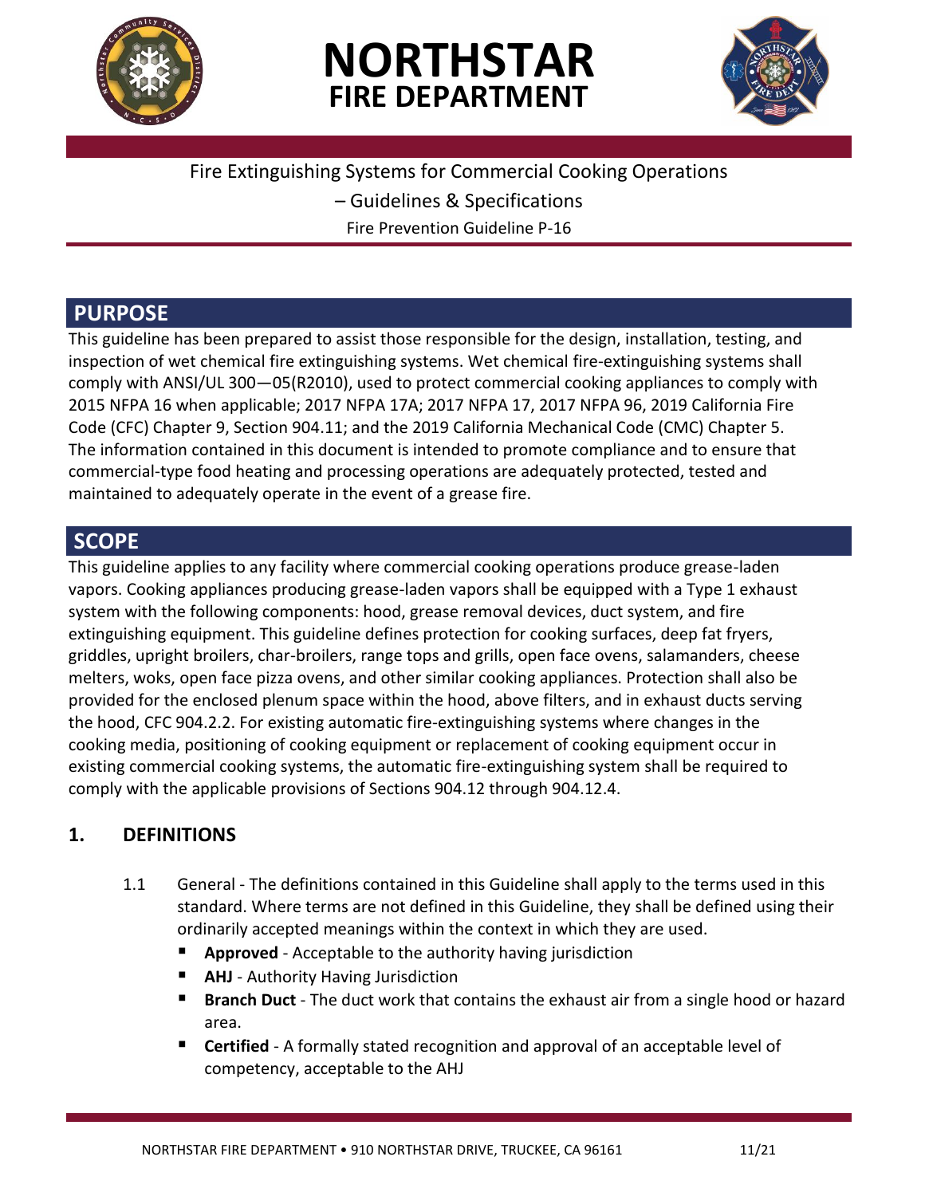# NORTHSTAR FIRE DEPARTMENT

Fire Extinguishing Systems for Commercial Cooking Operations – Guidelines & Specifications

Fire Prevention Guideline P-16

## PURPOSE

This guideline has been prepared to assist those responsible for the design, installation, testing, and inspection of wet chemical fire extinguishing systems. Wet chemical fire-extinguishing systems shall comply with ANSI/UL 300—05(R2010), used to protect commercial cooking appliances to comply with 2015 NFPA 16 when applicable; 2017 NFPA 17A; 2017 NFPA 17, 2017 NFPA 96, 2019 California Fire Code (CFC) Chapter 9, Section 904.11; and the 2019 California Mechanical Code (CMC) Chapter 5. The information contained in this document is intended to promote compliance and to ensure that commercial-type food heating and processing operations are adequately protected, tested and maintained to adequately operate in the event of a grease fire.

## SCOPE

This guideline applies to any facility where commercial cooking operations produce grease-laden vapors. Cooking appliances producing grease-laden vapors shall be equipped with a Type 1 exhaust system with the following components: hood, grease removal devices, duct system, and fire extinguishing equipment. This guideline defines protection for cooking surfaces, deep fat fryers, griddles, upright broilers, char-broilers, range tops and grills, open face ovens, salamanders, cheese melters, woks, open face pizza ovens, and other similar cooking appliances. Protection shall also be provided for the enclosed plenum space within the hood, above filters, and in exhaust ducts serving the hood, CFC 904.2.2. For existing automatic fire-extinguishing systems where changes in the cooking media, positioning of cooking equipment or replacement of cooking equipment occur in existing commercial cooking systems, the automatic fire-extinguishing system shall be required to comply with the applicable provisions of Sections 904.12 through 904.12.4.

## 1. DEFINITIONS

1.1 General - The definitions contained in this Guideline shall apply to the terms used in this standard. Where terms are not defined in this Guideline, they shall be defined using their ordinarily accepted meanings within the context in which they are used.

- **Approved** - Acceptable to the authority having jurisdiction
- **AHJ** - Authority Having Jurisdiction
- **Branch Duct** - The duct work that contains the exhaust air from a single hood or hazard area.
- **Certified** - A formally stated recognition and approval of an acceptable level of competency, acceptable to the AHJ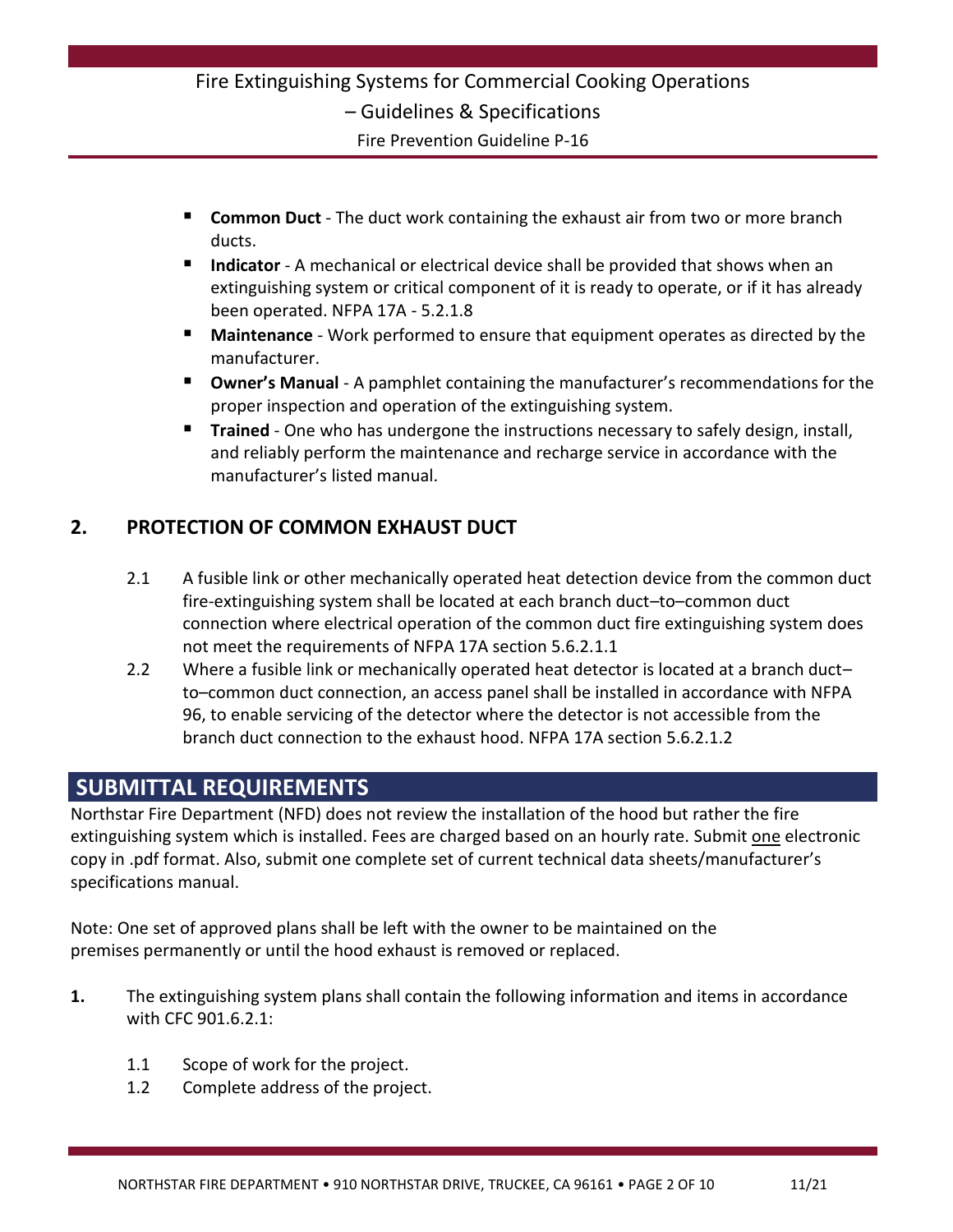- **Common Duct** - The duct work containing the exhaust air from two or more branch ducts.
- **Indicator** - A mechanical or electrical device shall be provided that shows when an extinguishing system or critical component of it is ready to operate, or if it has already been operated. NFPA 17A - 5.2.1.8
- **Maintenance** - Work performed to ensure that equipment operates as directed by the manufacturer.
- **Owner's Manual** - A pamphlet containing the manufacturer's recommendations for the proper inspection and operation of the extinguishing system.
- **Trained** - One who has undergone the instructions necessary to safely design, install, and reliably perform the maintenance and recharge service in accordance with the manufacturer's listed manual.

### 2. PROTECTION OF COMMON EXHAUST DUCT

2.1 A fusible link or other mechanically operated heat detection device from the common duct fire-extinguishing system shall be located at each branch duct–to–common duct connection where electrical operation of the common duct fire extinguishing system does not meet the requirements of NFPA 17A section 5.6.2.1.1

2.2 Where a fusible link or mechanically operated heat detector is located at a branch duct–to–common duct connection, an access panel shall be installed in accordance with NFPA 96, to enable servicing of the detector where the detector is not accessible from the branch duct connection to the exhaust hood. NFPA 17A section 5.6.2.1.2

## SUBMITTAL REQUIREMENTS

Northstar Fire Department (NFD) does not review the installation of the hood but rather the fire extinguishing system which is installed. Fees are charged based on an hourly rate. Submit one electronic copy in .pdf format. Also, submit one complete set of current technical data sheets/manufacturer's specifications manual.

Note: One set of approved plans shall be left with the owner to be maintained on the premises permanently or until the hood exhaust is removed or replaced.

**1.** The extinguishing system plans shall contain the following information and items in accordance with CFC 901.6.2.1:

1.1 Scope of work for the project.

1.2 Complete address of the project.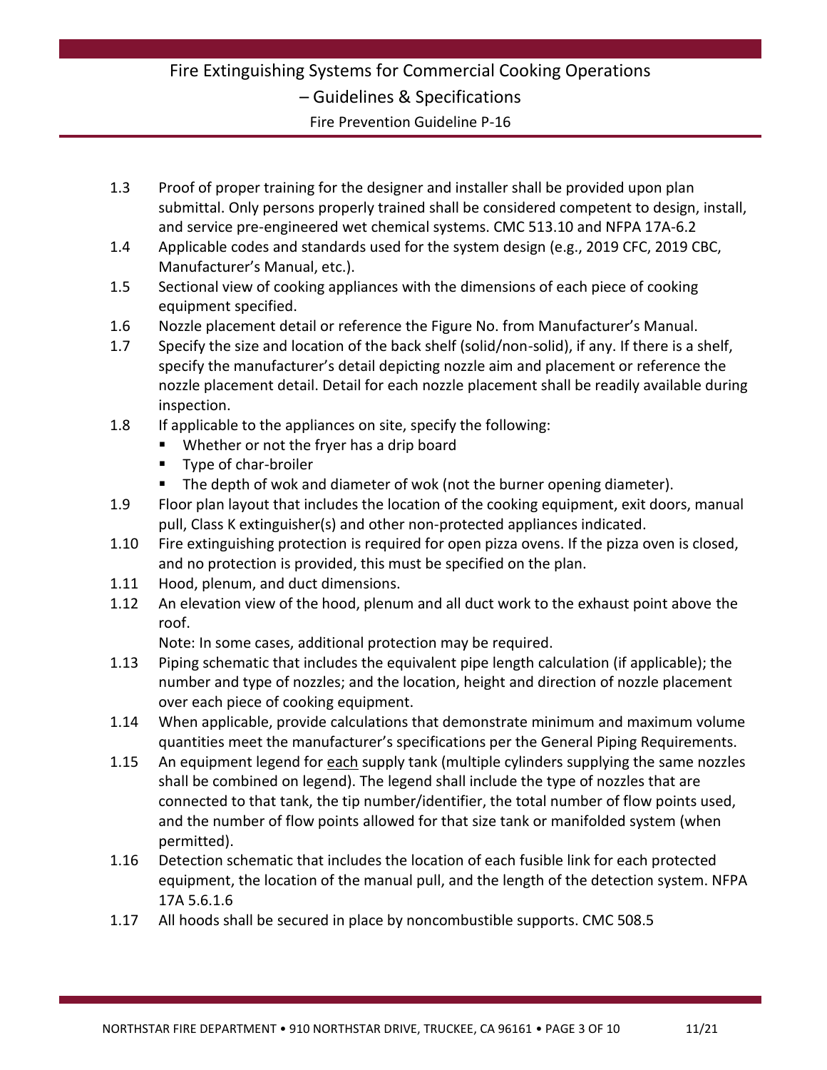1.3 Proof of proper training for the designer and installer shall be provided upon plan submittal. Only persons properly trained shall be considered competent to design, install, and service pre-engineered wet chemical systems. CMC 513.10 and NFPA 17A-6.2

1.4 Applicable codes and standards used for the system design (e.g., 2019 CFC, 2019 CBC, Manufacturer's Manual, etc.).

1.5 Sectional view of cooking appliances with the dimensions of each piece of cooking equipment specified.

1.6 Nozzle placement detail or reference the Figure No. from Manufacturer's Manual.

1.7 Specify the size and location of the back shelf (solid/non-solid), if any. If there is a shelf, specify the manufacturer's detail depicting nozzle aim and placement or reference the nozzle placement detail. Detail for each nozzle placement shall be readily available during inspection.

1.8 If applicable to the appliances on site, specify the following:

- Whether or not the fryer has a drip board
- Type of char-broiler
- The depth of wok and diameter of wok (not the burner opening diameter).

1.9 Floor plan layout that includes the location of the cooking equipment, exit doors, manual pull, Class K extinguisher(s) and other non-protected appliances indicated.

1.10 Fire extinguishing protection is required for open pizza ovens. If the pizza oven is closed, and no protection is provided, this must be specified on the plan.

1.11 Hood, plenum, and duct dimensions.

1.12 An elevation view of the hood, plenum and all duct work to the exhaust point above the roof.
Note: In some cases, additional protection may be required.

1.13 Piping schematic that includes the equivalent pipe length calculation (if applicable); the number and type of nozzles; and the location, height and direction of nozzle placement over each piece of cooking equipment.

1.14 When applicable, provide calculations that demonstrate minimum and maximum volume quantities meet the manufacturer's specifications per the General Piping Requirements.

1.15 An equipment legend for <u>each</u> supply tank (multiple cylinders supplying the same nozzles shall be combined on legend). The legend shall include the type of nozzles that are connected to that tank, the tip number/identifier, the total number of flow points used, and the number of flow points allowed for that size tank or manifolded system (when permitted).

1.16 Detection schematic that includes the location of each fusible link for each protected equipment, the location of the manual pull, and the length of the detection system. NFPA 17A 5.6.1.6

1.17 All hoods shall be secured in place by noncombustible supports. CMC 508.5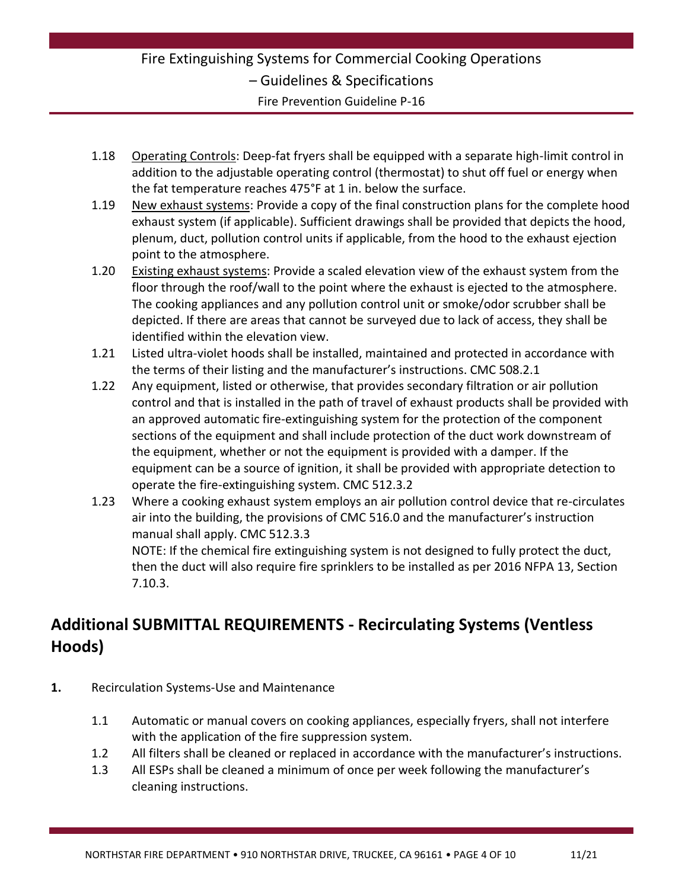1.18 Operating Controls: Deep-fat fryers shall be equipped with a separate high-limit control in addition to the adjustable operating control (thermostat) to shut off fuel or energy when the fat temperature reaches 475°F at 1 in. below the surface.

1.19 New exhaust systems: Provide a copy of the final construction plans for the complete hood exhaust system (if applicable). Sufficient drawings shall be provided that depicts the hood, plenum, duct, pollution control units if applicable, from the hood to the exhaust ejection point to the atmosphere.

1.20 Existing exhaust systems: Provide a scaled elevation view of the exhaust system from the floor through the roof/wall to the point where the exhaust is ejected to the atmosphere. The cooking appliances and any pollution control unit or smoke/odor scrubber shall be depicted. If there are areas that cannot be surveyed due to lack of access, they shall be identified within the elevation view.

1.21 Listed ultra-violet hoods shall be installed, maintained and protected in accordance with the terms of their listing and the manufacturer's instructions. CMC 508.2.1

1.22 Any equipment, listed or otherwise, that provides secondary filtration or air pollution control and that is installed in the path of travel of exhaust products shall be provided with an approved automatic fire-extinguishing system for the protection of the component sections of the equipment and shall include protection of the duct work downstream of the equipment, whether or not the equipment is provided with a damper. If the equipment can be a source of ignition, it shall be provided with appropriate detection to operate the fire-extinguishing system. CMC 512.3.2

1.23 Where a cooking exhaust system employs an air pollution control device that re-circulates air into the building, the provisions of CMC 516.0 and the manufacturer's instruction manual shall apply. CMC 512.3.3

NOTE: If the chemical fire extinguishing system is not designed to fully protect the duct, then the duct will also require fire sprinklers to be installed as per 2016 NFPA 13, Section 7.10.3.

## Additional SUBMITTAL REQUIREMENTS - Recirculating Systems (Ventless Hoods)

**1.** Recirculation Systems-Use and Maintenance

1.1 Automatic or manual covers on cooking appliances, especially fryers, shall not interfere with the application of the fire suppression system.

1.2 All filters shall be cleaned or replaced in accordance with the manufacturer's instructions.

1.3 All ESPs shall be cleaned a minimum of once per week following the manufacturer's cleaning instructions.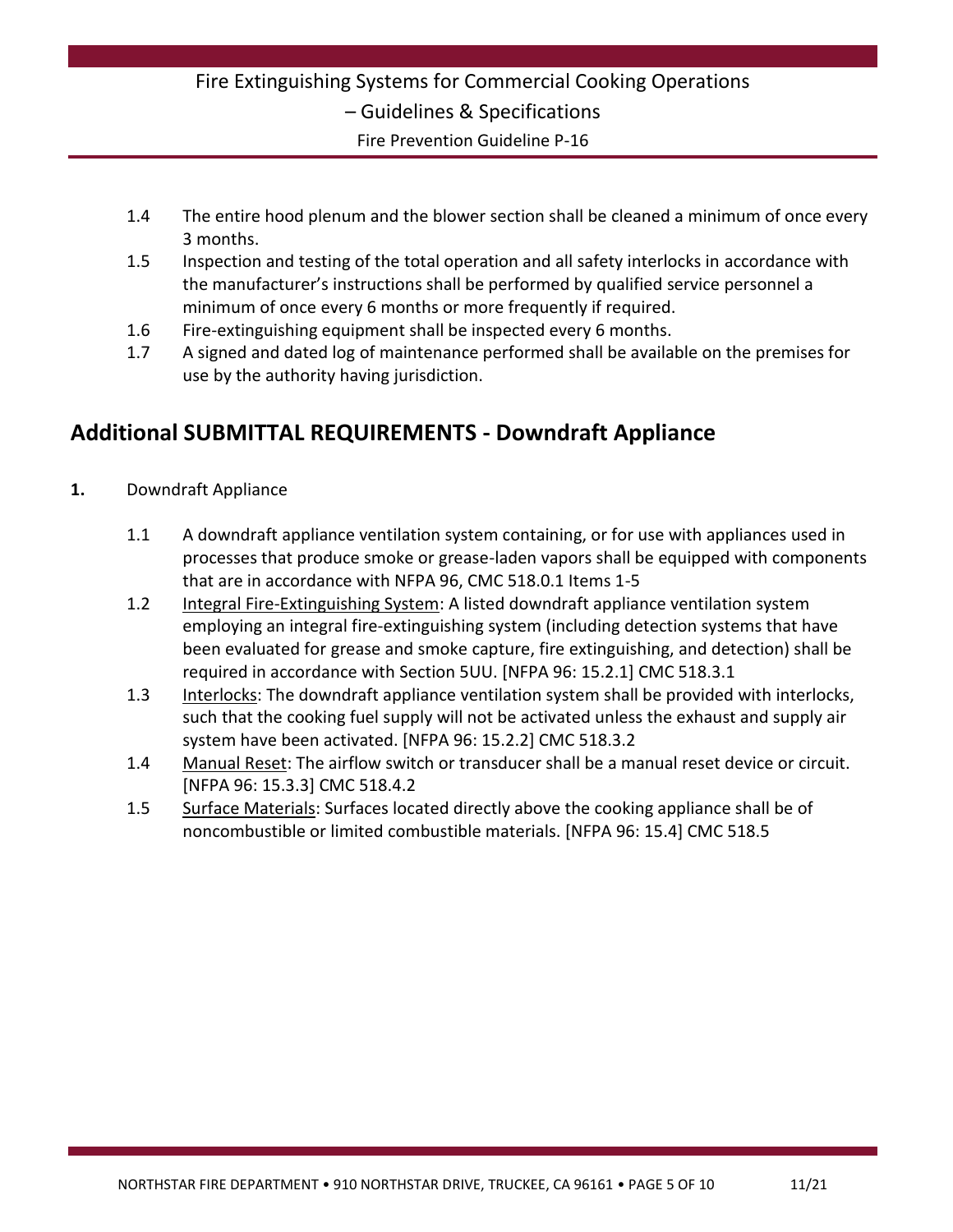1.4 The entire hood plenum and the blower section shall be cleaned a minimum of once every 3 months.

1.5 Inspection and testing of the total operation and all safety interlocks in accordance with the manufacturer's instructions shall be performed by qualified service personnel a minimum of once every 6 months or more frequently if required.

1.6 Fire-extinguishing equipment shall be inspected every 6 months.

1.7 A signed and dated log of maintenance performed shall be available on the premises for use by the authority having jurisdiction.

## Additional SUBMITTAL REQUIREMENTS - Downdraft Appliance

**1.** Downdraft Appliance

1.1 A downdraft appliance ventilation system containing, or for use with appliances used in processes that produce smoke or grease-laden vapors shall be equipped with components that are in accordance with NFPA 96, CMC 518.0.1 Items 1-5

1.2 Integral Fire-Extinguishing System: A listed downdraft appliance ventilation system employing an integral fire-extinguishing system (including detection systems that have been evaluated for grease and smoke capture, fire extinguishing, and detection) shall be required in accordance with Section 5UU. [NFPA 96: 15.2.1] CMC 518.3.1

1.3 Interlocks: The downdraft appliance ventilation system shall be provided with interlocks, such that the cooking fuel supply will not be activated unless the exhaust and supply air system have been activated. [NFPA 96: 15.2.2] CMC 518.3.2

1.4 Manual Reset: The airflow switch or transducer shall be a manual reset device or circuit. [NFPA 96: 15.3.3] CMC 518.4.2

1.5 Surface Materials: Surfaces located directly above the cooking appliance shall be of noncombustible or limited combustible materials. [NFPA 96: 15.4] CMC 518.5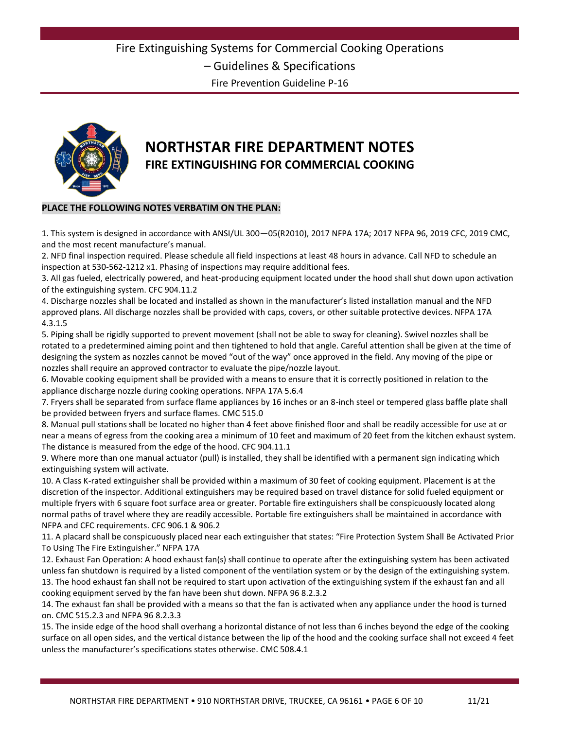Fire Extinguishing Systems for Commercial Cooking Operations – Guidelines & Specifications

Fire Prevention Guideline P-16

# NORTHSTAR FIRE DEPARTMENT NOTES

## FIRE EXTINGUISHING FOR COMMERCIAL COOKING

**PLACE THE FOLLOWING NOTES VERBATIM ON THE PLAN:**

1. This system is designed in accordance with ANSI/UL 300—05(R2010), 2017 NFPA 17A; 2017 NFPA 96, 2019 CFC, 2019 CMC, and the most recent manufacture's manual.
2. NFD final inspection required. Please schedule all field inspections at least 48 hours in advance. Call NFD to schedule an inspection at 530-562-1212 x1. Phasing of inspections may require additional fees.
3. All gas fueled, electrically powered, and heat-producing equipment located under the hood shall shut down upon activation of the extinguishing system. CFC 904.11.2
4. Discharge nozzles shall be located and installed as shown in the manufacturer's listed installation manual and the NFD approved plans. All discharge nozzles shall be provided with caps, covers, or other suitable protective devices. NFPA 17A 4.3.1.5
5. Piping shall be rigidly supported to prevent movement (shall not be able to sway for cleaning). Swivel nozzles shall be rotated to a predetermined aiming point and then tightened to hold that angle. Careful attention shall be given at the time of designing the system as nozzles cannot be moved "out of the way" once approved in the field. Any moving of the pipe or nozzles shall require an approved contractor to evaluate the pipe/nozzle layout.
6. Movable cooking equipment shall be provided with a means to ensure that it is correctly positioned in relation to the appliance discharge nozzle during cooking operations. NFPA 17A 5.6.4
7. Fryers shall be separated from surface flame appliances by 16 inches or an 8-inch steel or tempered glass baffle plate shall be provided between fryers and surface flames. CMC 515.0
8. Manual pull stations shall be located no higher than 4 feet above finished floor and shall be readily accessible for use at or near a means of egress from the cooking area a minimum of 10 feet and maximum of 20 feet from the kitchen exhaust system. The distance is measured from the edge of the hood. CFC 904.11.1
9. Where more than one manual actuator (pull) is installed, they shall be identified with a permanent sign indicating which extinguishing system will activate.
10. A Class K-rated extinguisher shall be provided within a maximum of 30 feet of cooking equipment. Placement is at the discretion of the inspector. Additional extinguishers may be required based on travel distance for solid fueled equipment or multiple fryers with 6 square foot surface area or greater. Portable fire extinguishers shall be conspicuously located along normal paths of travel where they are readily accessible. Portable fire extinguishers shall be maintained in accordance with NFPA and CFC requirements. CFC 906.1 & 906.2
11. A placard shall be conspicuously placed near each extinguisher that states: "Fire Protection System Shall Be Activated Prior To Using The Fire Extinguisher." NFPA 17A
12. Exhaust Fan Operation: A hood exhaust fan(s) shall continue to operate after the extinguishing system has been activated unless fan shutdown is required by a listed component of the ventilation system or by the design of the extinguishing system.
13. The hood exhaust fan shall not be required to start upon activation of the extinguishing system if the exhaust fan and all cooking equipment served by the fan have been shut down. NFPA 96 8.2.3.2
14. The exhaust fan shall be provided with a means so that the fan is activated when any appliance under the hood is turned on. CMC 515.2.3 and NFPA 96 8.2.3.3
15. The inside edge of the hood shall overhang a horizontal distance of not less than 6 inches beyond the edge of the cooking surface on all open sides, and the vertical distance between the lip of the hood and the cooking surface shall not exceed 4 feet unless the manufacturer's specifications states otherwise. CMC 508.4.1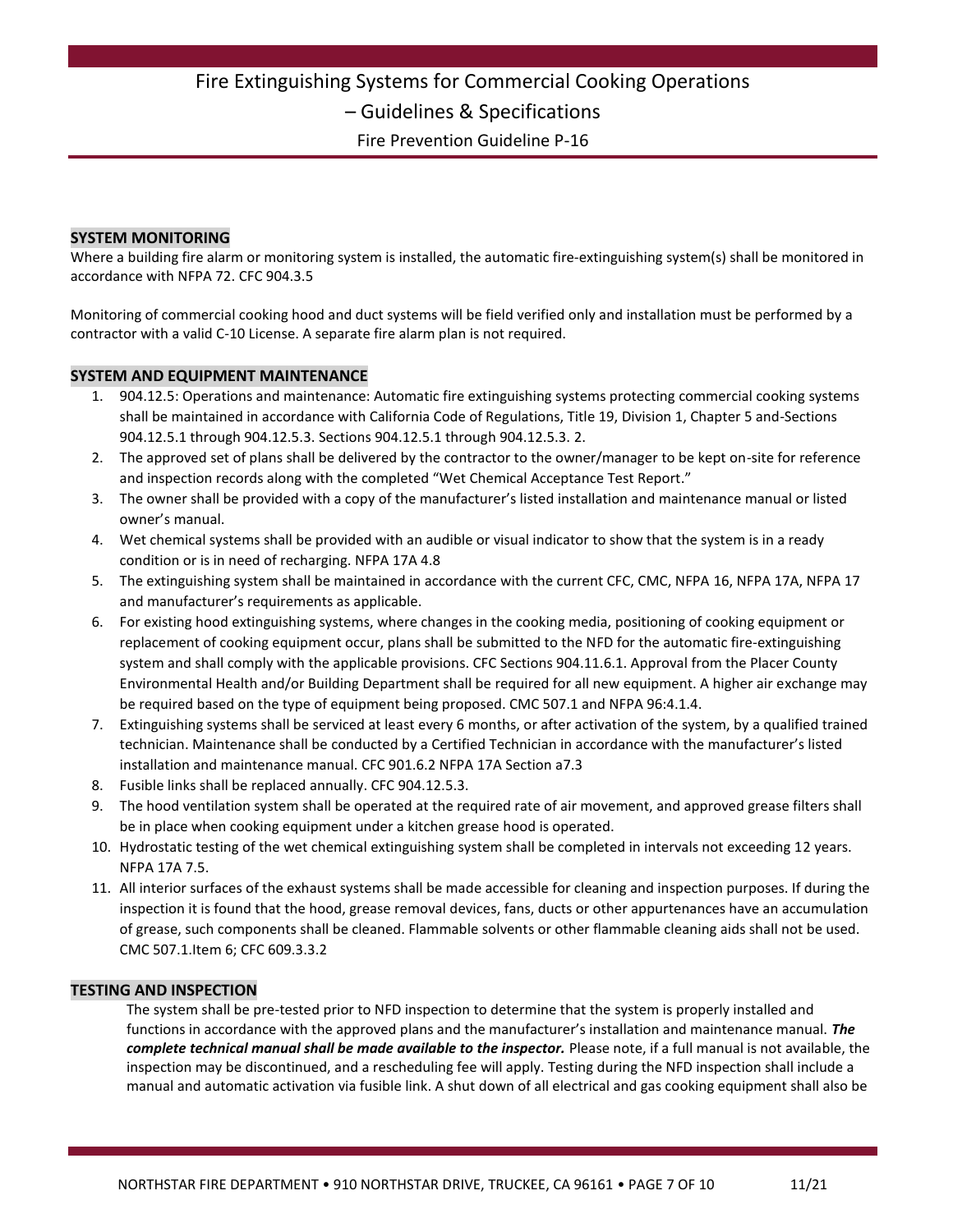## SYSTEM MONITORING

Where a building fire alarm or monitoring system is installed, the automatic fire-extinguishing system(s) shall be monitored in accordance with NFPA 72. CFC 904.3.5

Monitoring of commercial cooking hood and duct systems will be field verified only and installation must be performed by a contractor with a valid C-10 License. A separate fire alarm plan is not required.

## SYSTEM AND EQUIPMENT MAINTENANCE

1. 904.12.5: Operations and maintenance: Automatic fire extinguishing systems protecting commercial cooking systems shall be maintained in accordance with California Code of Regulations, Title 19, Division 1, Chapter 5 and-Sections 904.12.5.1 through 904.12.5.3. Sections 904.12.5.1 through 904.12.5.3. 2.
2. The approved set of plans shall be delivered by the contractor to the owner/manager to be kept on-site for reference and inspection records along with the completed "Wet Chemical Acceptance Test Report."
3. The owner shall be provided with a copy of the manufacturer's listed installation and maintenance manual or listed owner's manual.
4. Wet chemical systems shall be provided with an audible or visual indicator to show that the system is in a ready condition or is in need of recharging. NFPA 17A 4.8
5. The extinguishing system shall be maintained in accordance with the current CFC, CMC, NFPA 16, NFPA 17A, NFPA 17 and manufacturer's requirements as applicable.
6. For existing hood extinguishing systems, where changes in the cooking media, positioning of cooking equipment or replacement of cooking equipment occur, plans shall be submitted to the NFD for the automatic fire-extinguishing system and shall comply with the applicable provisions. CFC Sections 904.11.6.1. Approval from the Placer County Environmental Health and/or Building Department shall be required for all new equipment. A higher air exchange may be required based on the type of equipment being proposed. CMC 507.1 and NFPA 96:4.1.4.
7. Extinguishing systems shall be serviced at least every 6 months, or after activation of the system, by a qualified trained technician. Maintenance shall be conducted by a Certified Technician in accordance with the manufacturer's listed installation and maintenance manual. CFC 901.6.2 NFPA 17A Section a7.3
8. Fusible links shall be replaced annually. CFC 904.12.5.3.
9. The hood ventilation system shall be operated at the required rate of air movement, and approved grease filters shall be in place when cooking equipment under a kitchen grease hood is operated.
10. Hydrostatic testing of the wet chemical extinguishing system shall be completed in intervals not exceeding 12 years. NFPA 17A 7.5.
11. All interior surfaces of the exhaust systems shall be made accessible for cleaning and inspection purposes. If during the inspection it is found that the hood, grease removal devices, fans, ducts or other appurtenances have an accumulation of grease, such components shall be cleaned. Flammable solvents or other flammable cleaning aids shall not be used. CMC 507.1.Item 6; CFC 609.3.3.2

## TESTING AND INSPECTION

The system shall be pre-tested prior to NFD inspection to determine that the system is properly installed and functions in accordance with the approved plans and the manufacturer's installation and maintenance manual. ***The complete technical manual shall be made available to the inspector.*** Please note, if a full manual is not available, the inspection may be discontinued, and a rescheduling fee will apply. Testing during the NFD inspection shall include a manual and automatic activation via fusible link. A shut down of all electrical and gas cooking equipment shall also be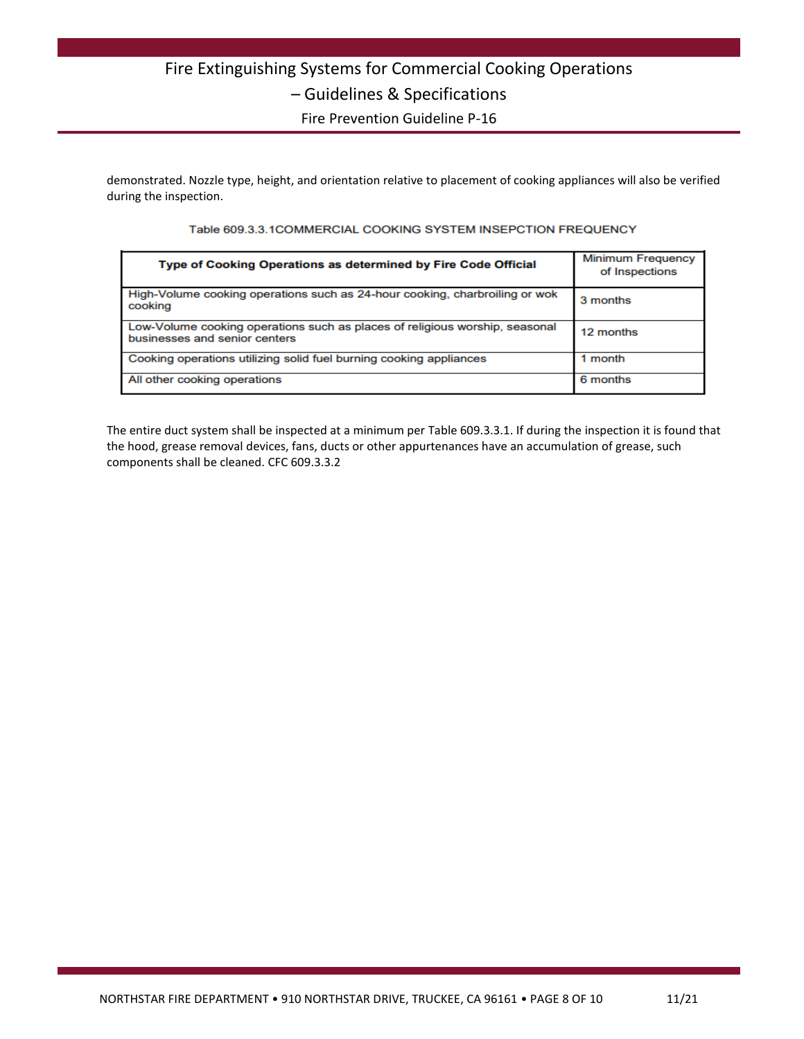demonstrated. Nozzle type, height, and orientation relative to placement of cooking appliances will also be verified during the inspection.

Table 609.3.3.1COMMERCIAL COOKING SYSTEM INSEPCTION FREQUENCY

| Type of Cooking Operations as determined by Fire Code Official | Minimum Frequency of Inspections |
|---|---|
| High-Volume cooking operations such as 24-hour cooking, charbroiling or wok cooking | 3 months |
| Low-Volume cooking operations such as places of religious worship, seasonal businesses and senior centers | 12 months |
| Cooking operations utilizing solid fuel burning cooking appliances | 1 month |
| All other cooking operations | 6 months |

The entire duct system shall be inspected at a minimum per Table 609.3.3.1. If during the inspection it is found that the hood, grease removal devices, fans, ducts or other appurtenances have an accumulation of grease, such components shall be cleaned. CFC 609.3.3.2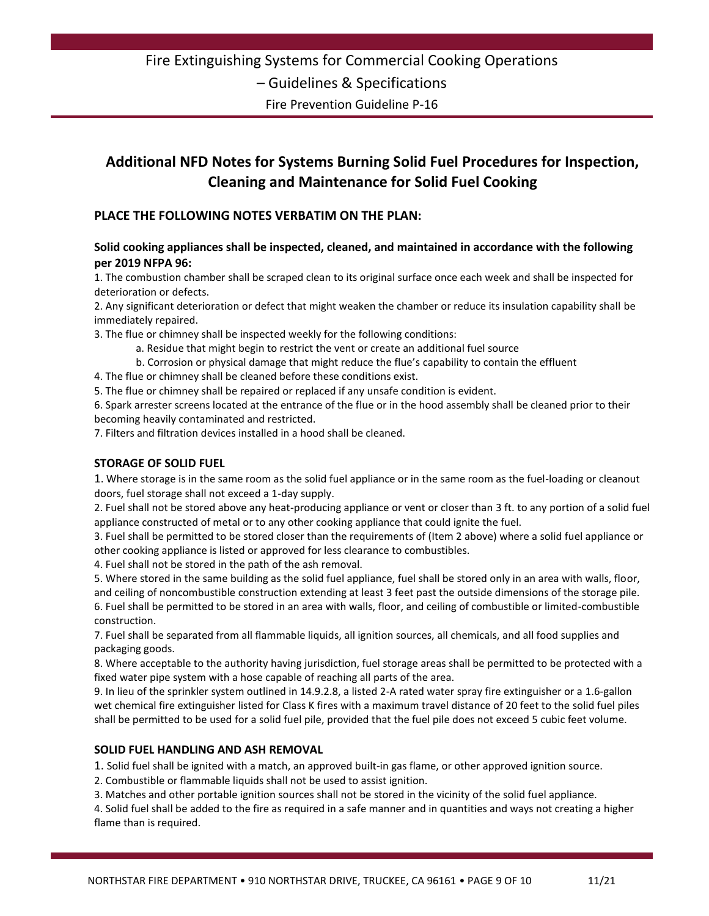## Additional NFD Notes for Systems Burning Solid Fuel Procedures for Inspection, Cleaning and Maintenance for Solid Fuel Cooking

### PLACE THE FOLLOWING NOTES VERBATIM ON THE PLAN:

**Solid cooking appliances shall be inspected, cleaned, and maintained in accordance with the following per 2019 NFPA 96:**

1. The combustion chamber shall be scraped clean to its original surface once each week and shall be inspected for deterioration or defects.
2. Any significant deterioration or defect that might weaken the chamber or reduce its insulation capability shall be immediately repaired.
3. The flue or chimney shall be inspected weekly for the following conditions:
   a. Residue that might begin to restrict the vent or create an additional fuel source
   b. Corrosion or physical damage that might reduce the flue's capability to contain the effluent
4. The flue or chimney shall be cleaned before these conditions exist.
5. The flue or chimney shall be repaired or replaced if any unsafe condition is evident.
6. Spark arrester screens located at the entrance of the flue or in the hood assembly shall be cleaned prior to their becoming heavily contaminated and restricted.
7. Filters and filtration devices installed in a hood shall be cleaned.

### STORAGE OF SOLID FUEL

1. Where storage is in the same room as the solid fuel appliance or in the same room as the fuel-loading or cleanout doors, fuel storage shall not exceed a 1-day supply.
2. Fuel shall not be stored above any heat-producing appliance or vent or closer than 3 ft. to any portion of a solid fuel appliance constructed of metal or to any other cooking appliance that could ignite the fuel.
3. Fuel shall be permitted to be stored closer than the requirements of (Item 2 above) where a solid fuel appliance or other cooking appliance is listed or approved for less clearance to combustibles.
4. Fuel shall not be stored in the path of the ash removal.
5. Where stored in the same building as the solid fuel appliance, fuel shall be stored only in an area with walls, floor, and ceiling of noncombustible construction extending at least 3 feet past the outside dimensions of the storage pile.
6. Fuel shall be permitted to be stored in an area with walls, floor, and ceiling of combustible or limited-combustible construction.
7. Fuel shall be separated from all flammable liquids, all ignition sources, all chemicals, and all food supplies and packaging goods.
8. Where acceptable to the authority having jurisdiction, fuel storage areas shall be permitted to be protected with a fixed water pipe system with a hose capable of reaching all parts of the area.
9. In lieu of the sprinkler system outlined in 14.9.2.8, a listed 2-A rated water spray fire extinguisher or a 1.6-gallon wet chemical fire extinguisher listed for Class K fires with a maximum travel distance of 20 feet to the solid fuel piles shall be permitted to be used for a solid fuel pile, provided that the fuel pile does not exceed 5 cubic feet volume.

### SOLID FUEL HANDLING AND ASH REMOVAL

1. Solid fuel shall be ignited with a match, an approved built-in gas flame, or other approved ignition source.
2. Combustible or flammable liquids shall not be used to assist ignition.
3. Matches and other portable ignition sources shall not be stored in the vicinity of the solid fuel appliance.
4. Solid fuel shall be added to the fire as required in a safe manner and in quantities and ways not creating a higher flame than is required.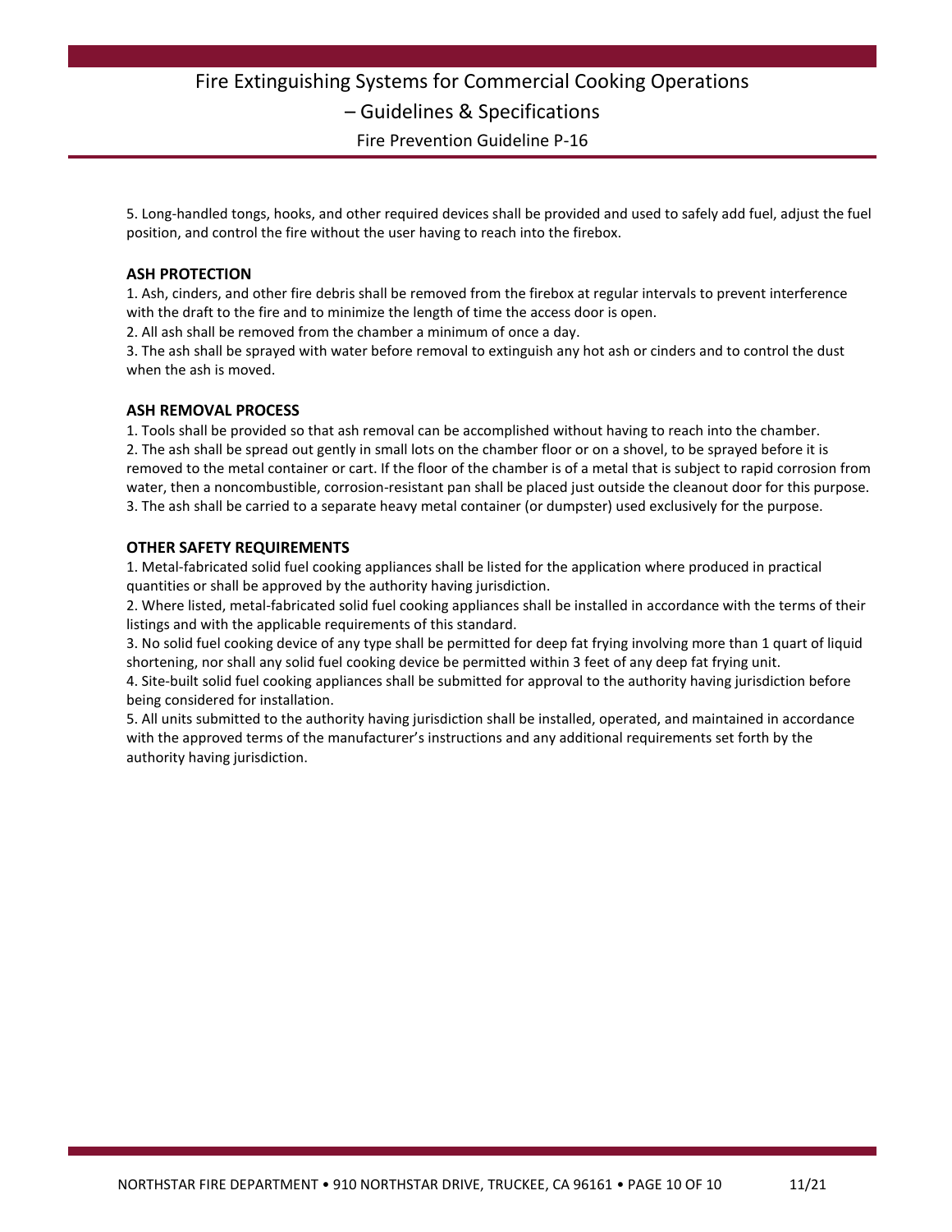5. Long-handled tongs, hooks, and other required devices shall be provided and used to safely add fuel, adjust the fuel position, and control the fire without the user having to reach into the firebox.

**ASH PROTECTION**

1. Ash, cinders, and other fire debris shall be removed from the firebox at regular intervals to prevent interference with the draft to the fire and to minimize the length of time the access door is open.
2. All ash shall be removed from the chamber a minimum of once a day.
3. The ash shall be sprayed with water before removal to extinguish any hot ash or cinders and to control the dust when the ash is moved.

**ASH REMOVAL PROCESS**

1. Tools shall be provided so that ash removal can be accomplished without having to reach into the chamber.
2. The ash shall be spread out gently in small lots on the chamber floor or on a shovel, to be sprayed before it is removed to the metal container or cart. If the floor of the chamber is of a metal that is subject to rapid corrosion from water, then a noncombustible, corrosion-resistant pan shall be placed just outside the cleanout door for this purpose.
3. The ash shall be carried to a separate heavy metal container (or dumpster) used exclusively for the purpose.

**OTHER SAFETY REQUIREMENTS**

1. Metal-fabricated solid fuel cooking appliances shall be listed for the application where produced in practical quantities or shall be approved by the authority having jurisdiction.
2. Where listed, metal-fabricated solid fuel cooking appliances shall be installed in accordance with the terms of their listings and with the applicable requirements of this standard.
3. No solid fuel cooking device of any type shall be permitted for deep fat frying involving more than 1 quart of liquid shortening, nor shall any solid fuel cooking device be permitted within 3 feet of any deep fat frying unit.
4. Site-built solid fuel cooking appliances shall be submitted for approval to the authority having jurisdiction before being considered for installation.
5. All units submitted to the authority having jurisdiction shall be installed, operated, and maintained in accordance with the approved terms of the manufacturer's instructions and any additional requirements set forth by the authority having jurisdiction.